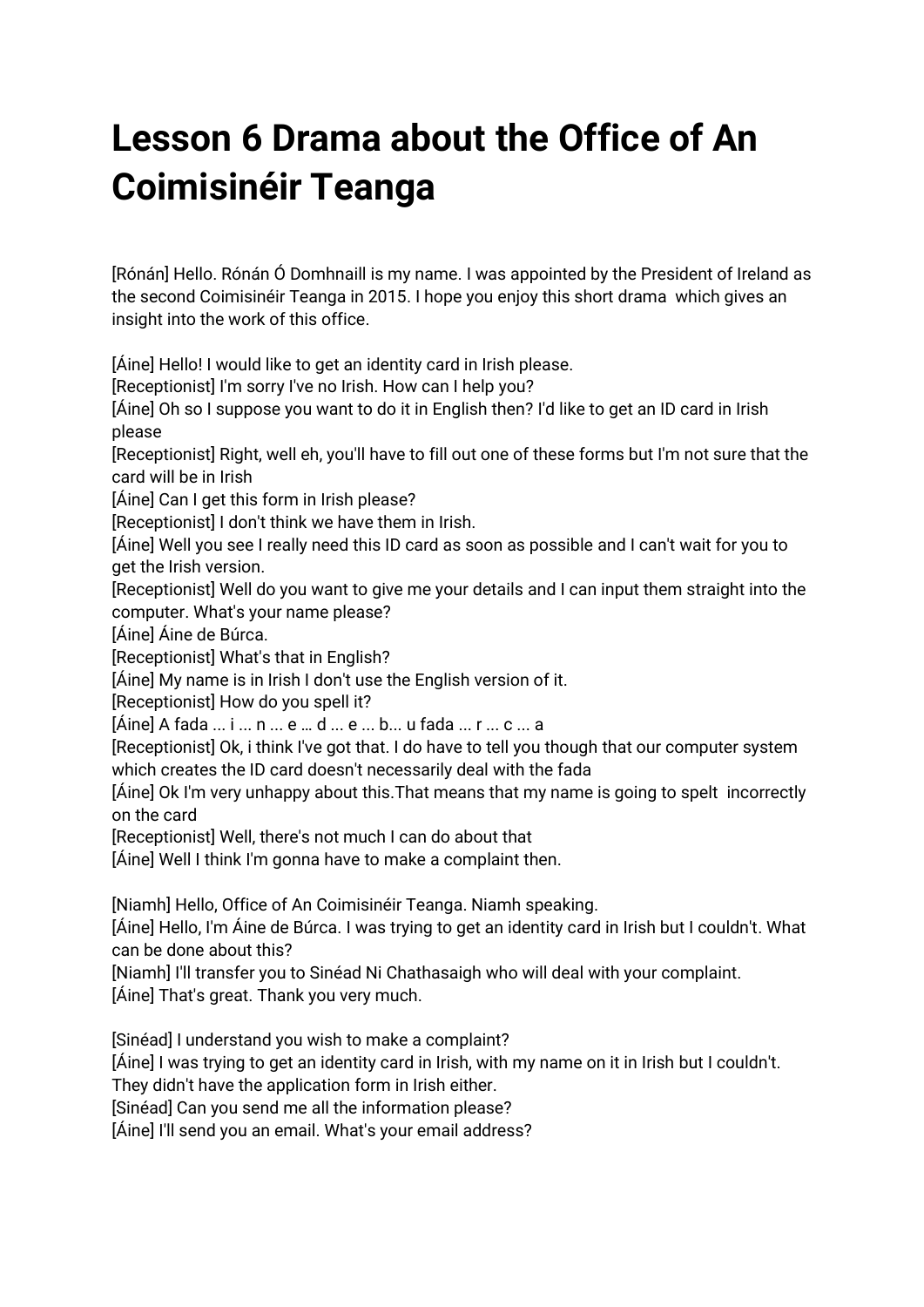# Lesson 6 Drama about the Office of An Coimisinéir Teanga

[Rónán] Hello. Rónán Ó Domhnaill is my name. I was appointed by the President of Ireland as the second Coimisinéir Teanga in 2015. I hope you enjoy this short drama which gives an insight into the work of this office.

[Áine] Hello! I would like to get an identity card in Irish please.
[Receptionist] I'm sorry I've no Irish. How can I help you?
[Áine] Oh so I suppose you want to do it in English then? I'd like to get an ID card in Irish please
[Receptionist] Right, well eh, you'll have to fill out one of these forms but I'm not sure that the card will be in Irish
[Áine] Can I get this form in Irish please?
[Receptionist] I don't think we have them in Irish.
[Áine] Well you see I really need this ID card as soon as possible and I can't wait for you to get the Irish version.
[Receptionist] Well do you want to give me your details and I can input them straight into the computer. What's your name please?
[Áine] Áine de Búrca.
[Receptionist] What's that in English?
[Áine] My name is in Irish I don't use the English version of it.
[Receptionist] How do you spell it?
[Áine] A fada ... i ... n ... e … d ... e ... b... u fada ... r ... c ... a
[Receptionist] Ok, i think I've got that. I do have to tell you though that our computer system which creates the ID card doesn't necessarily deal with the fada
[Áine] Ok I'm very unhappy about this.That means that my name is going to spelt incorrectly on the card
[Receptionist] Well, there's not much I can do about that
[Áine] Well I think I'm gonna have to make a complaint then.

[Niamh] Hello, Office of An Coimisinéir Teanga. Niamh speaking.
[Áine] Hello, I'm Áine de Búrca. I was trying to get an identity card in Irish but I couldn't. What can be done about this?
[Niamh] I'll transfer you to Sinéad Ni Chathasaigh who will deal with your complaint.
[Áine] That's great. Thank you very much.

[Sinéad] I understand you wish to make a complaint?
[Áine] I was trying to get an identity card in Irish, with my name on it in Irish but I couldn't. They didn't have the application form in Irish either.
[Sinéad] Can you send me all the information please?
[Áine] I'll send you an email. What's your email address?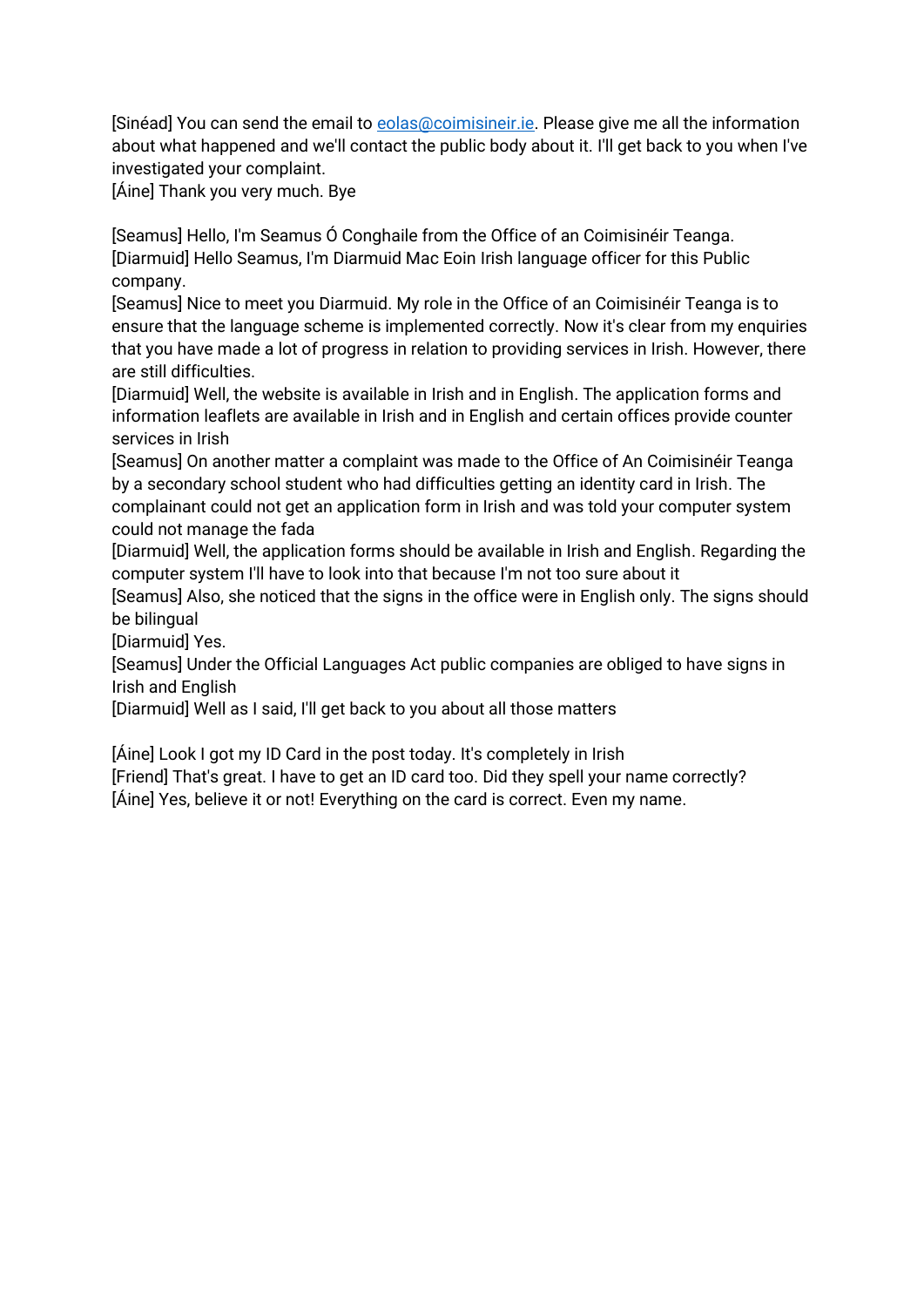[Sinéad] You can send the email to eolas@coimisineir.ie. Please give me all the information about what happened and we'll contact the public body about it. I'll get back to you when I've investigated your complaint.
[Áine] Thank you very much. Bye

[Seamus] Hello, I'm Seamus Ó Conghaile from the Office of an Coimisinéir Teanga.
[Diarmuid] Hello Seamus, I'm Diarmuid Mac Eoin Irish language officer for this Public company.
[Seamus] Nice to meet you Diarmuid. My role in the Office of an Coimisinéir Teanga is to ensure that the language scheme is implemented correctly. Now it's clear from my enquiries that you have made a lot of progress in relation to providing services in Irish. However, there are still difficulties.
[Diarmuid] Well, the website is available in Irish and in English. The application forms and information leaflets are available in Irish and in English and certain offices provide counter services in Irish
[Seamus] On another matter a complaint was made to the Office of An Coimisinéir Teanga by a secondary school student who had difficulties getting an identity card in Irish. The complainant could not get an application form in Irish and was told your computer system could not manage the fada
[Diarmuid] Well, the application forms should be available in Irish and English. Regarding the computer system I'll have to look into that because I'm not too sure about it
[Seamus] Also, she noticed that the signs in the office were in English only. The signs should be bilingual
[Diarmuid] Yes.
[Seamus] Under the Official Languages Act public companies are obliged to have signs in Irish and English
[Diarmuid] Well as I said, I'll get back to you about all those matters

[Áine] Look I got my ID Card in the post today. It's completely in Irish
[Friend] That's great. I have to get an ID card too. Did they spell your name correctly?
[Áine] Yes, believe it or not! Everything on the card is correct. Even my name.